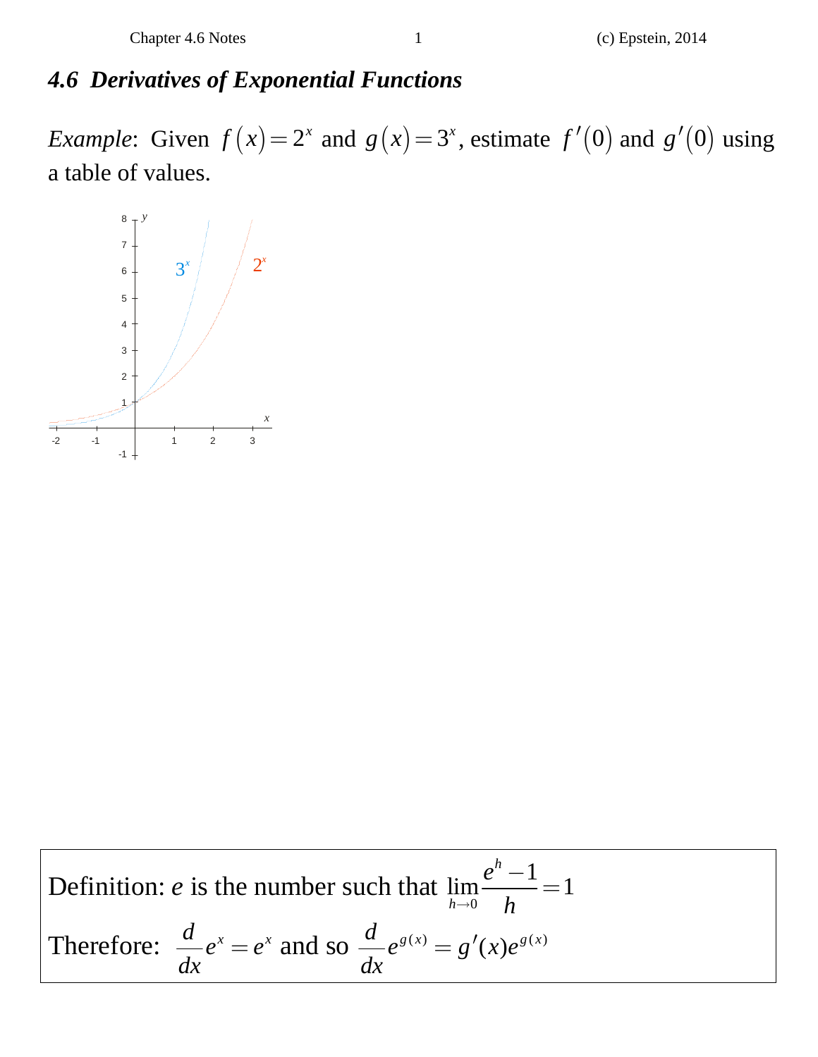## 4.6 *Derivatives of Exponential Functions*

*Example*: Given $f(x) = 2^x$ and $g(x) = 3^x$, estimate $f'(0)$ and $g'(0)$ using a table of values.

Definition: $e$ is the number such that $\lim_{h \to 0} \frac{e^h - 1}{h} = 1$

Therefore: $\frac{d}{dx} e^x = e^x$ and so $\frac{d}{dx} e^{g(x)} = g'(x) e^{g(x)}$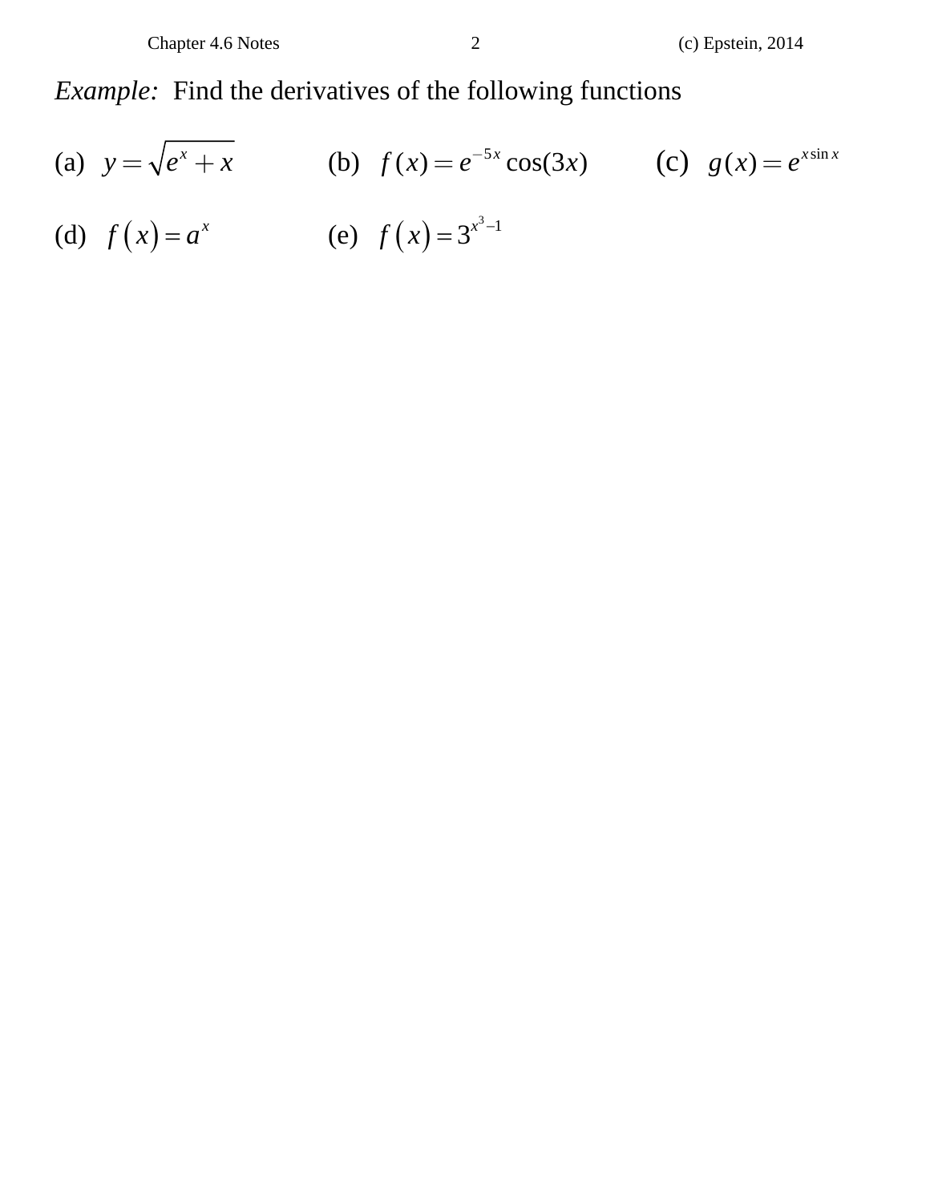*Example:* Find the derivatives of the following functions

(a) $y = \sqrt{e^x + x}$ (b) $f(x) = e^{-5x}\cos(3x)$ (c) $g(x) = e^{x\sin x}$

(d) $f(x) = a^x$ (e) $f(x) = 3^{x^3-1}$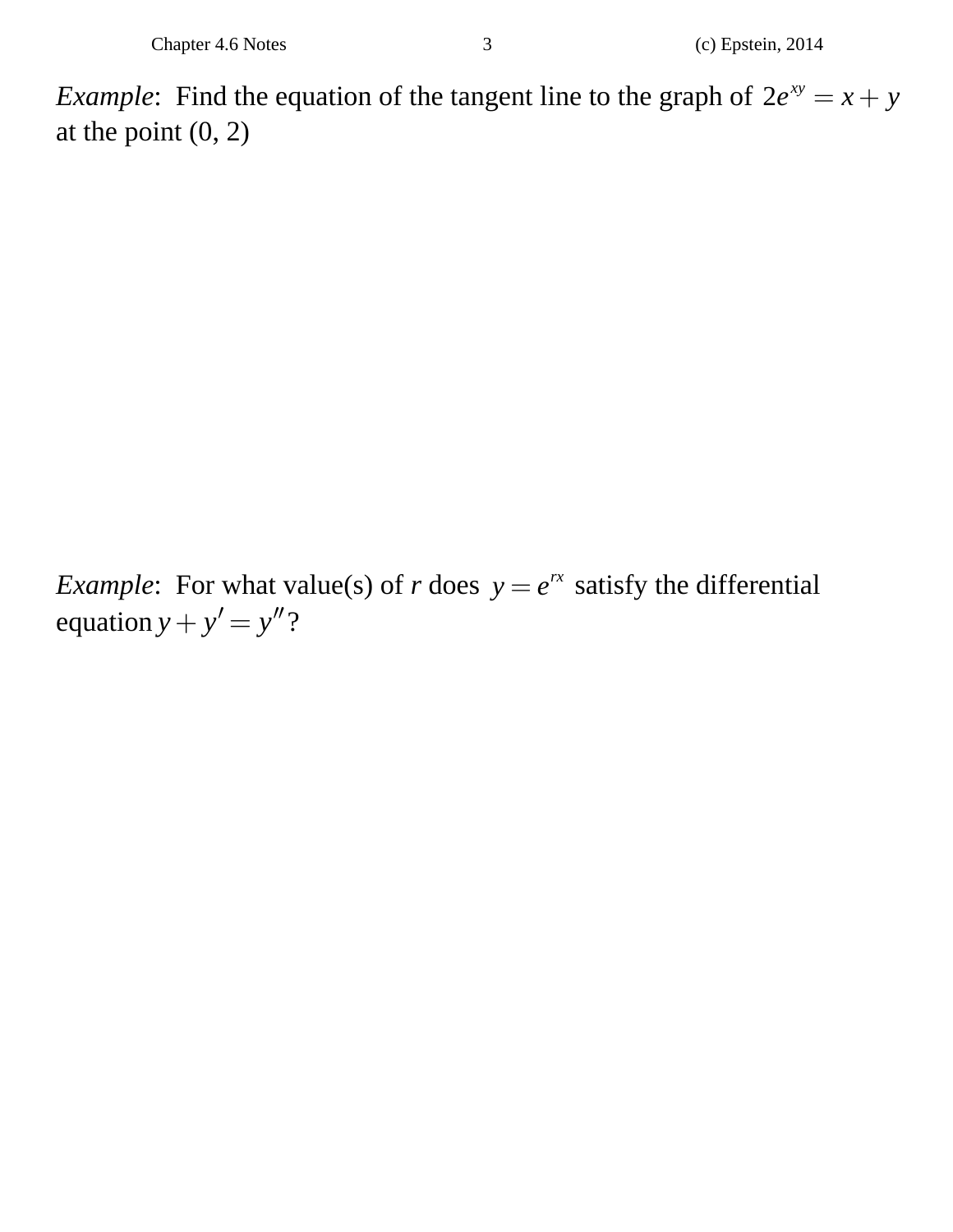*Example*: Find the equation of the tangent line to the graph of $2e^{xy} = x + y$ at the point (0, 2)

*Example*: For what value(s) of *r* does $y = e^{rx}$ satisfy the differential equation $y + y' = y''$?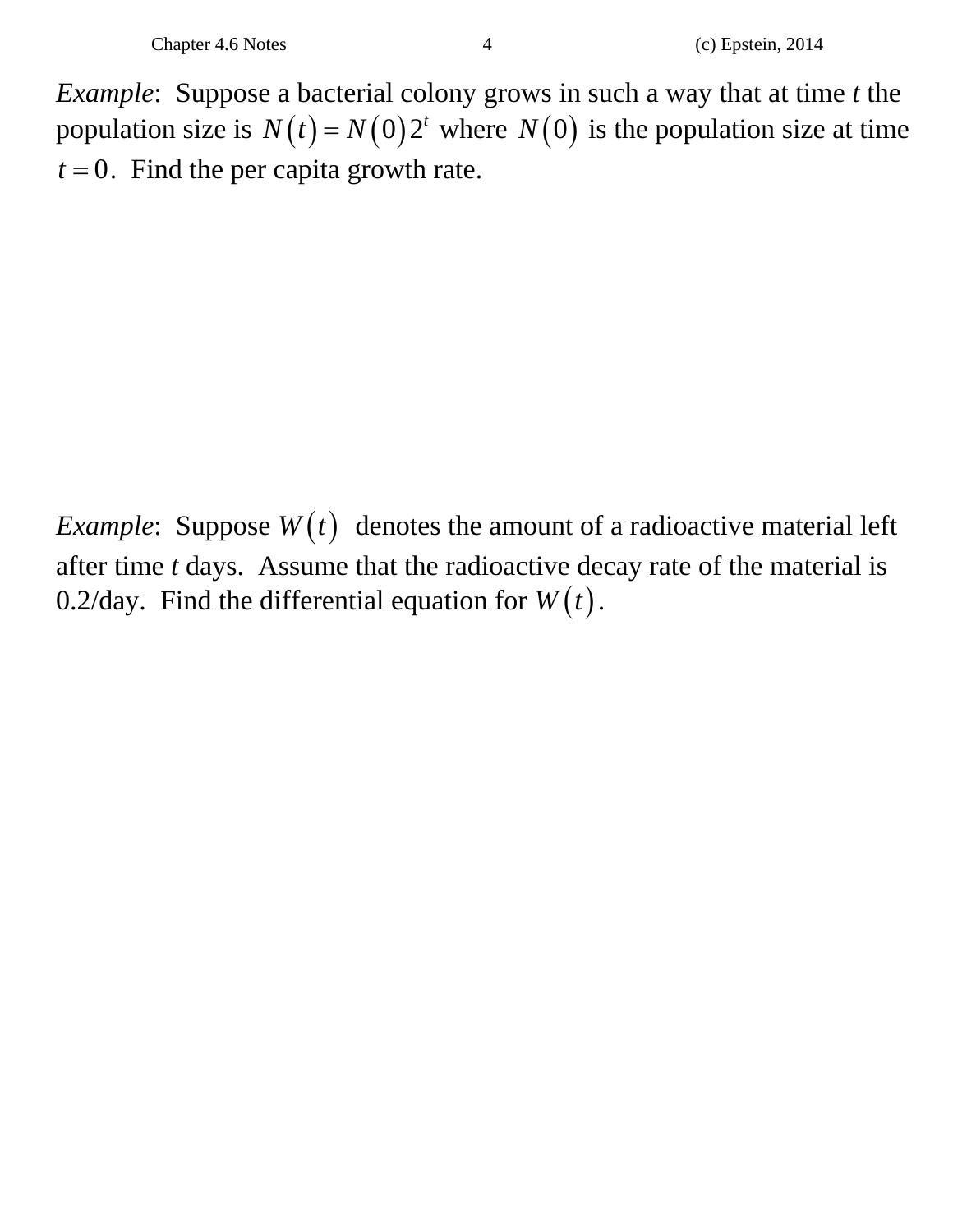*Example*: Suppose a bacterial colony grows in such a way that at time *t* the population size is $N(t) = N(0)2^t$ where $N(0)$ is the population size at time $t = 0$. Find the per capita growth rate.

*Example*: Suppose $W(t)$ denotes the amount of a radioactive material left after time *t* days. Assume that the radioactive decay rate of the material is 0.2/day. Find the differential equation for $W(t)$.